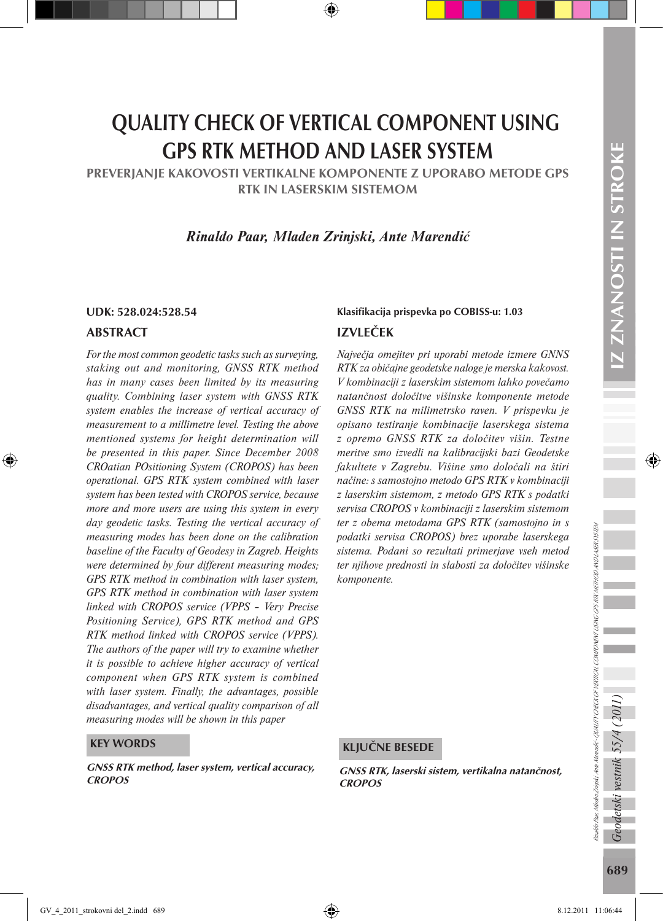# QUALITY CHECK OF VERTICAL COMPONENT USING GPS RTK METHOD AND LASER SYSTEM

## PREVERJANJE KAKOVOSTI VERTIKALNE KOMPONENTE Z UPORABO METODE GPS RTK IN LASERSKIM SISTEMOM

*Rinaldo Paar, Mladen Zrinjski, Ante Marendić*

**UDK: 528.024:528.54**

### ABSTRACT

*For the most common geodetic tasks such as surveying, staking out and monitoring, GNSS RTK method has in many cases been limited by its measuring quality. Combining laser system with GNSS RTK system enables the increase of vertical accuracy of measurement to a millimetre level. Testing the above mentioned systems for height determination will be presented in this paper. Since December 2008 CROatian POsitioning System (CROPOS) has been operational. GPS RTK system combined with laser system has been tested with CROPOS service, because more and more users are using this system in every day geodetic tasks. Testing the vertical accuracy of measuring modes has been done on the calibration baseline of the Faculty of Geodesy in Zagreb. Heights were determined by four different measuring modes; GPS RTK method in combination with laser system, GPS RTK method in combination with laser system linked with CROPOS service (VPPS – Very Precise Positioning Service), GPS RTK method and GPS RTK method linked with CROPOS service (VPPS). The authors of the paper will try to examine whether it is possible to achieve higher accuracy of vertical component when GPS RTK system is combined with laser system. Finally, the advantages, possible disadvantages, and vertical quality comparison of all measuring modes will be shown in this paper*

### KEY WORDS

***GNSS RTK method, laser system, vertical accuracy, CROPOS***

**Klasifikacija prispevka po COBISS-u: 1.03**

### IZVLEČEK

*Največja omejitev pri uporabi metode izmere GNNS RTK za običajne geodetske naloge je merska kakovost. V kombinaciji z laserskim sistemom lahko povečamo natančnost določitve višinske komponente metode GNSS RTK na milimetrsko raven. V prispevku je opisano testiranje kombinacije laserskega sistema z opremo GNSS RTK za določitev višin. Testne meritve smo izvedli na kalibracijski bazi Geodetske fakultete v Zagrebu. Višine smo določali na štiri načine: s samostojno metodo GPS RTK v kombinaciji z laserskim sistemom, z metodo GPS RTK s podatki servisa CROPOS v kombinaciji z laserskim sistemom ter z obema metodama GPS RTK (samostojno in s podatki servisa CROPOS) brez uporabe laserskega sistema. Podani so rezultati primerjave vseh metod ter njihove prednosti in slabosti za določitev višinske komponente.*

### KLJUČNE BESEDE

***GNSS RTK, laserski sistem, vertikalna natančnost, CROPOS***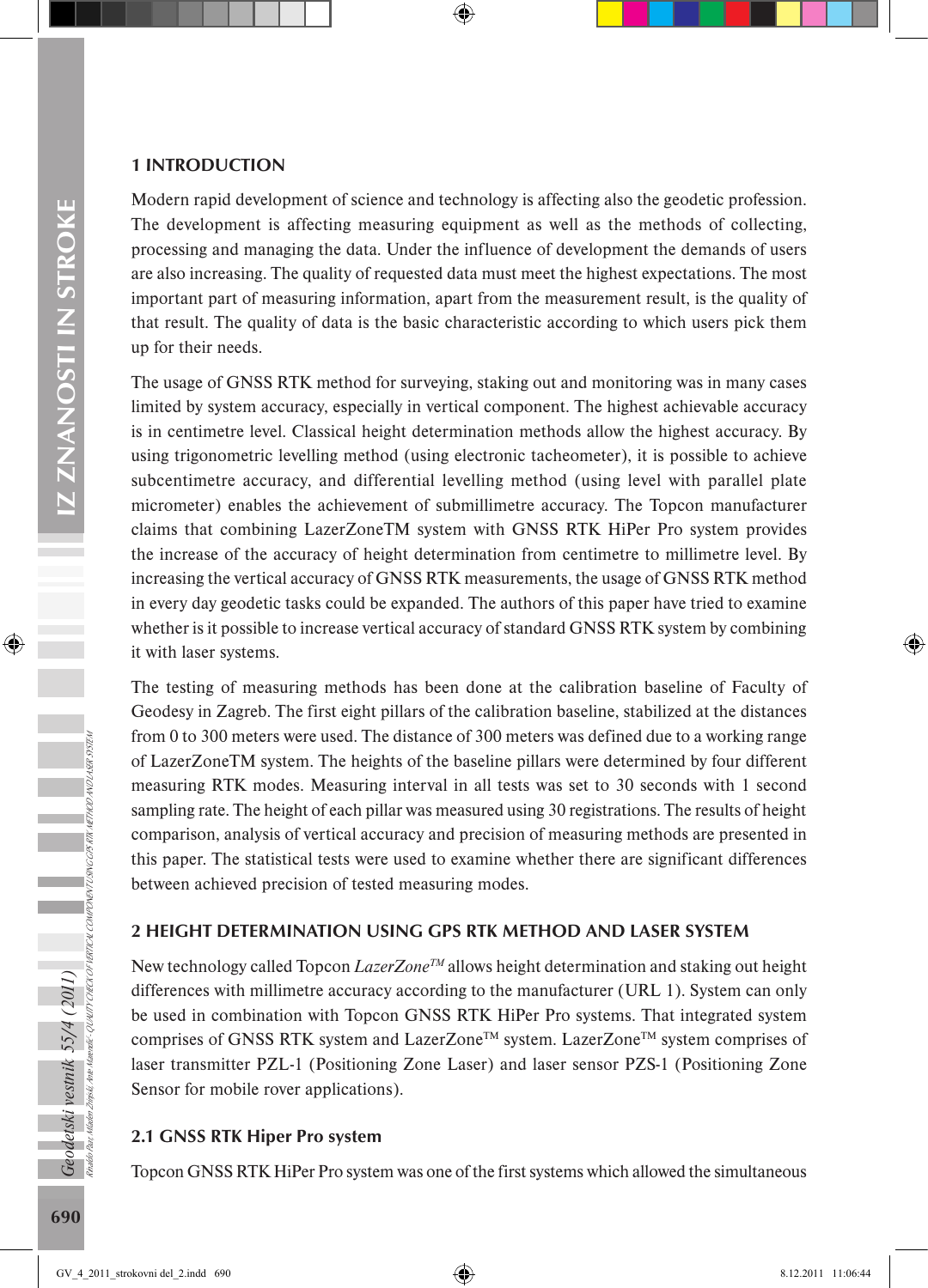## 1 INTRODUCTION

Modern rapid development of science and technology is affecting also the geodetic profession. The development is affecting measuring equipment as well as the methods of collecting, processing and managing the data. Under the influence of development the demands of users are also increasing. The quality of requested data must meet the highest expectations. The most important part of measuring information, apart from the measurement result, is the quality of that result. The quality of data is the basic characteristic according to which users pick them up for their needs.

The usage of GNSS RTK method for surveying, staking out and monitoring was in many cases limited by system accuracy, especially in vertical component. The highest achievable accuracy is in centimetre level. Classical height determination methods allow the highest accuracy. By using trigonometric levelling method (using electronic tacheometer), it is possible to achieve subcentimetre accuracy, and differential levelling method (using level with parallel plate micrometer) enables the achievement of submillimetre accuracy. The Topcon manufacturer claims that combining LazerZoneTM system with GNSS RTK HiPer Pro system provides the increase of the accuracy of height determination from centimetre to millimetre level. By increasing the vertical accuracy of GNSS RTK measurements, the usage of GNSS RTK method in every day geodetic tasks could be expanded. The authors of this paper have tried to examine whether is it possible to increase vertical accuracy of standard GNSS RTK system by combining it with laser systems.

The testing of measuring methods has been done at the calibration baseline of Faculty of Geodesy in Zagreb. The first eight pillars of the calibration baseline, stabilized at the distances from 0 to 300 meters were used. The distance of 300 meters was defined due to a working range of LazerZoneTM system. The heights of the baseline pillars were determined by four different measuring RTK modes. Measuring interval in all tests was set to 30 seconds with 1 second sampling rate. The height of each pillar was measured using 30 registrations. The results of height comparison, analysis of vertical accuracy and precision of measuring methods are presented in this paper. The statistical tests were used to examine whether there are significant differences between achieved precision of tested measuring modes.

## 2 HEIGHT DETERMINATION USING GPS RTK METHOD AND LASER SYSTEM

New technology called Topcon *LazerZone™* allows height determination and staking out height differences with millimetre accuracy according to the manufacturer (URL 1). System can only be used in combination with Topcon GNSS RTK HiPer Pro systems. That integrated system comprises of GNSS RTK system and LazerZone™ system. LazerZone™ system comprises of laser transmitter PZL-1 (Positioning Zone Laser) and laser sensor PZS-1 (Positioning Zone Sensor for mobile rover applications).

### 2.1 GNSS RTK Hiper Pro system

Topcon GNSS RTK HiPer Pro system was one of the first systems which allowed the simultaneous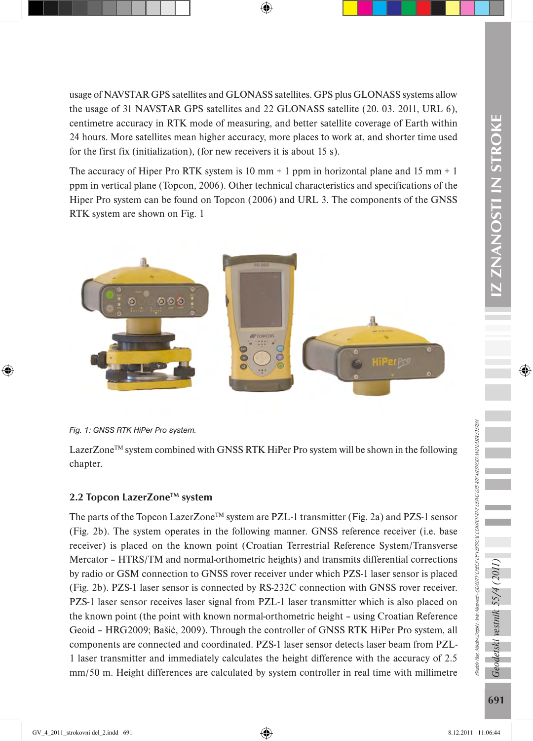usage of NAVSTAR GPS satellites and GLONASS satellites. GPS plus GLONASS systems allow the usage of 31 NAVSTAR GPS satellites and 22 GLONASS satellite (20. 03. 2011, URL 6), centimetre accuracy in RTK mode of measuring, and better satellite coverage of Earth within 24 hours. More satellites mean higher accuracy, more places to work at, and shorter time used for the first fix (initialization), (for new receivers it is about 15 s).

The accuracy of Hiper Pro RTK system is 10 mm + 1 ppm in horizontal plane and 15 mm + 1 ppm in vertical plane (Topcon, 2006). Other technical characteristics and specifications of the Hiper Pro system can be found on Topcon (2006) and URL 3. The components of the GNSS RTK system are shown on Fig. 1

*Fig. 1: GNSS RTK HiPer Pro system.*

LazerZone™ system combined with GNSS RTK HiPer Pro system will be shown in the following chapter.

### 2.2 Topcon LazerZone™ system

The parts of the Topcon LazerZone™ system are PZL-1 transmitter (Fig. 2a) and PZS-1 sensor (Fig. 2b). The system operates in the following manner. GNSS reference receiver (i.e. base receiver) is placed on the known point (Croatian Terrestrial Reference System/Transverse Mercator – HTRS/TM and normal-orthometric heights) and transmits differential corrections by radio or GSM connection to GNSS rover receiver under which PZS-1 laser sensor is placed (Fig. 2b). PZS-1 laser sensor is connected by RS-232C connection with GNSS rover receiver. PZS-1 laser sensor receives laser signal from PZL-1 laser transmitter which is also placed on the known point (the point with known normal-orthometric height – using Croatian Reference Geoid – HRG2009; Bašić, 2009). Through the controller of GNSS RTK HiPer Pro system, all components are connected and coordinated. PZS-1 laser sensor detects laser beam from PZL-1 laser transmitter and immediately calculates the height difference with the accuracy of 2.5 mm/50 m. Height differences are calculated by system controller in real time with millimetre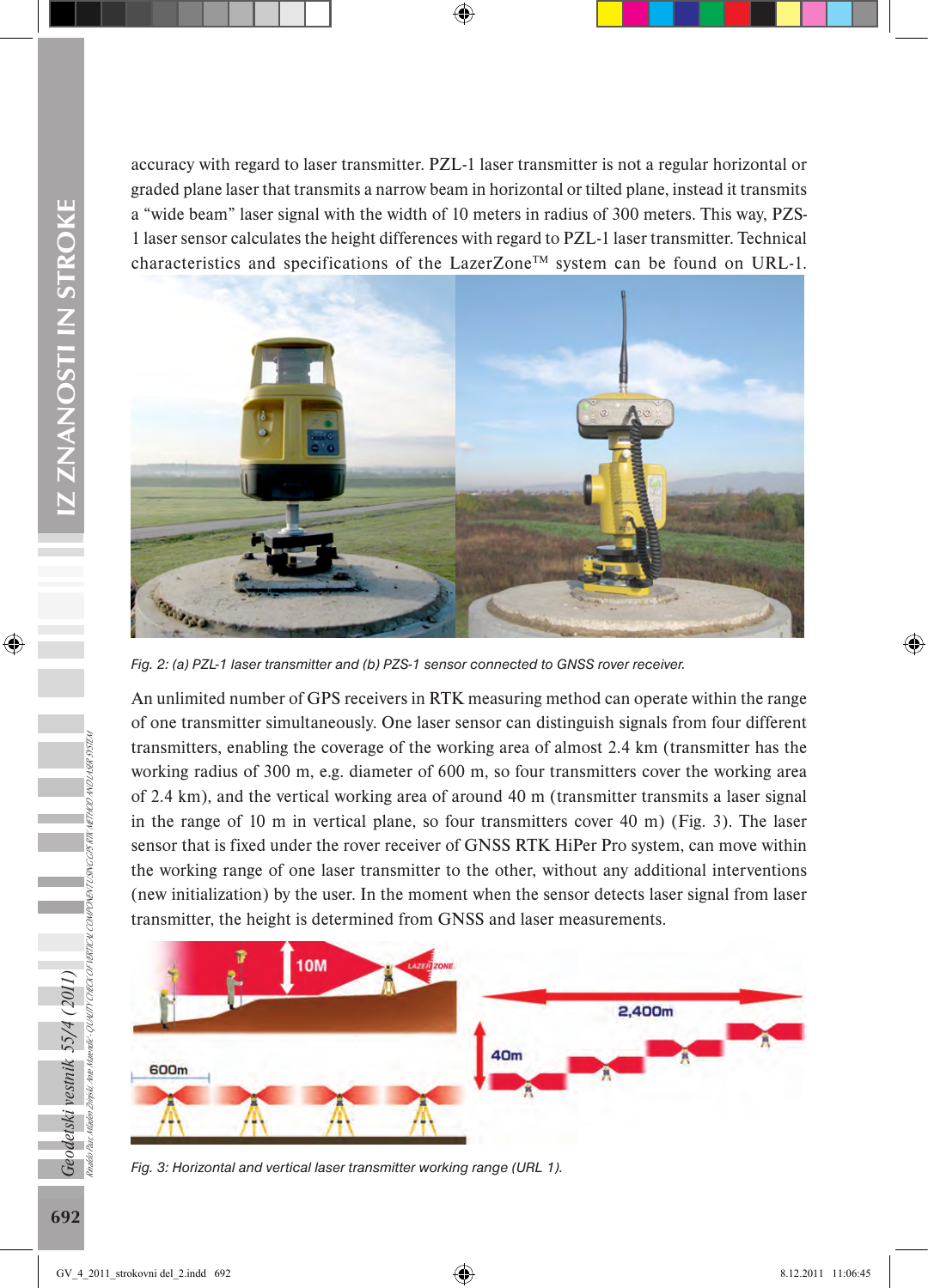accuracy with regard to laser transmitter. PZL-1 laser transmitter is not a regular horizontal or graded plane laser that transmits a narrow beam in horizontal or tilted plane, instead it transmits a “wide beam” laser signal with the width of 10 meters in radius of 300 meters. This way, PZS-1 laser sensor calculates the height differences with regard to PZL-1 laser transmitter. Technical characteristics and specifications of the LazerZone™ system can be found on URL-1.

Fig. 2: (a) PZL-1 laser transmitter and (b) PZS-1 sensor connected to GNSS rover receiver.

An unlimited number of GPS receivers in RTK measuring method can operate within the range of one transmitter simultaneously. One laser sensor can distinguish signals from four different transmitters, enabling the coverage of the working area of almost 2.4 km (transmitter has the working radius of 300 m, e.g. diameter of 600 m, so four transmitters cover the working area of 2.4 km), and the vertical working area of around 40 m (transmitter transmits a laser signal in the range of 10 m in vertical plane, so four transmitters cover 40 m) (Fig. 3). The laser sensor that is fixed under the rover receiver of GNSS RTK HiPer Pro system, can move within the working range of one laser transmitter to the other, without any additional interventions (new initialization) by the user. In the moment when the sensor detects laser signal from laser transmitter, the height is determined from GNSS and laser measurements.

Fig. 3: Horizontal and vertical laser transmitter working range (URL 1).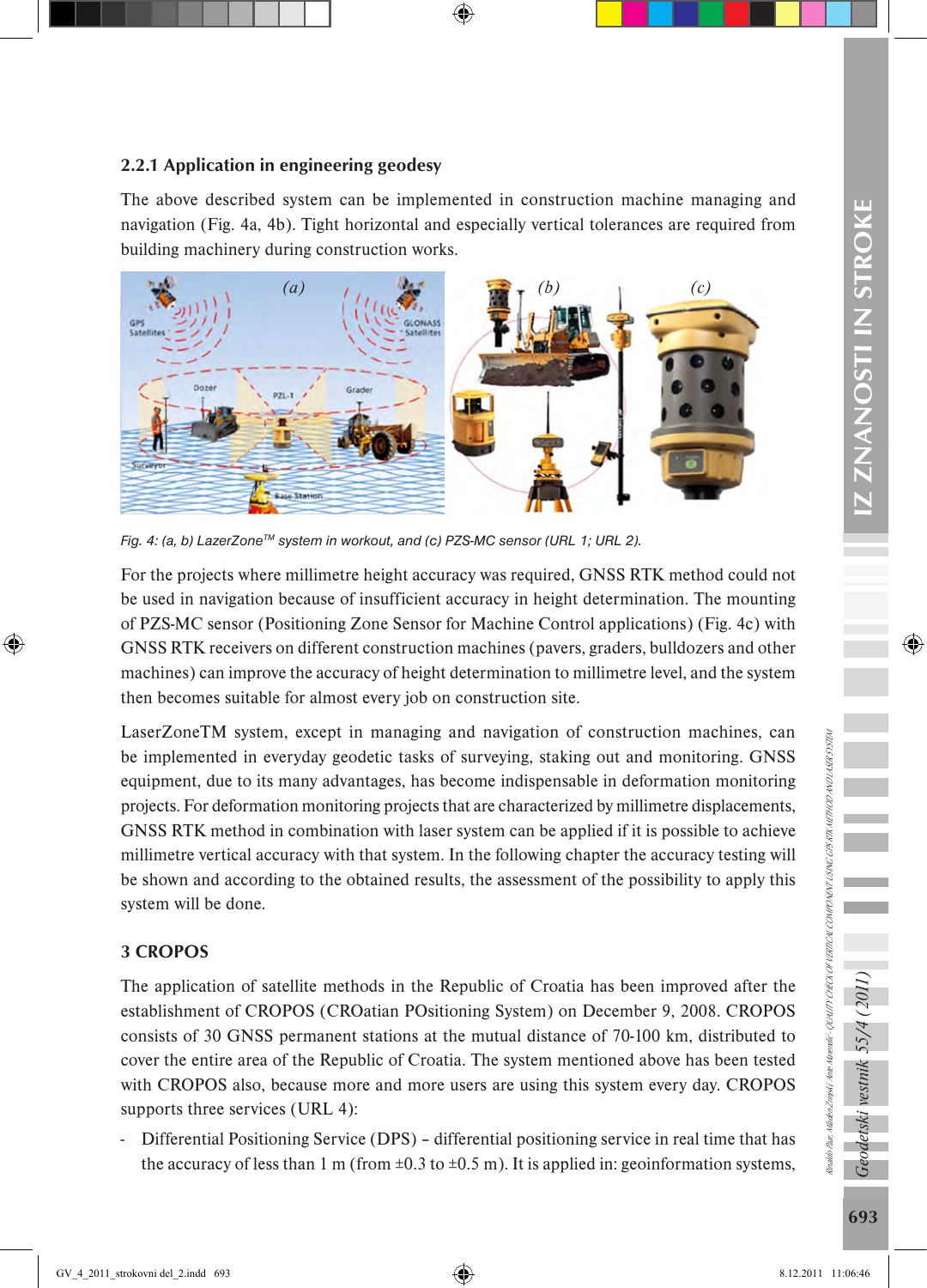### 2.2.1 Application in engineering geodesy

The above described system can be implemented in construction machine managing and navigation (Fig. 4a, 4b). Tight horizontal and especially vertical tolerances are required from building machinery during construction works.

*Fig. 4: (a, b) LazerZone™ system in workout, and (c) PZS-MC sensor (URL 1; URL 2).*

For the projects where millimetre height accuracy was required, GNSS RTK method could not be used in navigation because of insufficient accuracy in height determination. The mounting of PZS-MC sensor (Positioning Zone Sensor for Machine Control applications) (Fig. 4c) with GNSS RTK receivers on different construction machines (pavers, graders, bulldozers and other machines) can improve the accuracy of height determination to millimetre level, and the system then becomes suitable for almost every job on construction site.

LaserZoneTM system, except in managing and navigation of construction machines, can be implemented in everyday geodetic tasks of surveying, staking out and monitoring. GNSS equipment, due to its many advantages, has become indispensable in deformation monitoring projects. For deformation monitoring projects that are characterized by millimetre displacements, GNSS RTK method in combination with laser system can be applied if it is possible to achieve millimetre vertical accuracy with that system. In the following chapter the accuracy testing will be shown and according to the obtained results, the assessment of the possibility to apply this system will be done.

## 3 CROPOS

The application of satellite methods in the Republic of Croatia has been improved after the establishment of CROPOS (CROatian POsitioning System) on December 9, 2008. CROPOS consists of 30 GNSS permanent stations at the mutual distance of 70-100 km, distributed to cover the entire area of the Republic of Croatia. The system mentioned above has been tested with CROPOS also, because more and more users are using this system every day. CROPOS supports three services (URL 4):

- Differential Positioning Service (DPS) – differential positioning service in real time that has the accuracy of less than 1 m (from ±0.3 to ±0.5 m). It is applied in: geoinformation systems,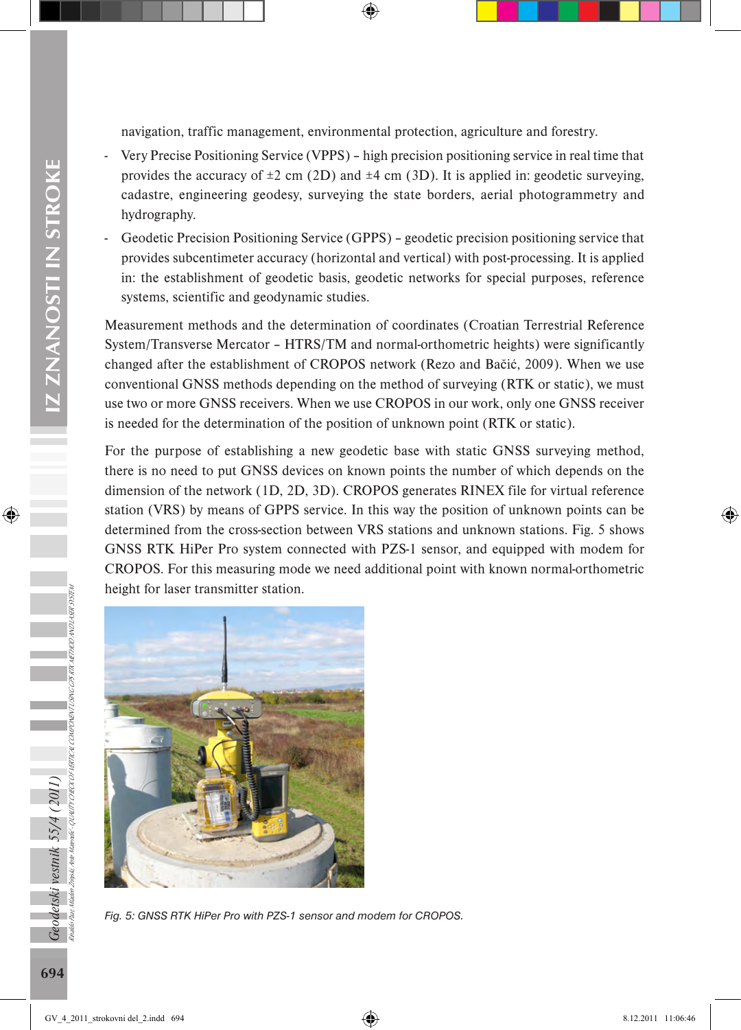navigation, traffic management, environmental protection, agriculture and forestry.

- Very Precise Positioning Service (VPPS) – high precision positioning service in real time that provides the accuracy of ±2 cm (2D) and ±4 cm (3D). It is applied in: geodetic surveying, cadastre, engineering geodesy, surveying the state borders, aerial photogrammetry and hydrography.
- Geodetic Precision Positioning Service (GPPS) – geodetic precision positioning service that provides subcentimeter accuracy (horizontal and vertical) with post-processing. It is applied in: the establishment of geodetic basis, geodetic networks for special purposes, reference systems, scientific and geodynamic studies.

Measurement methods and the determination of coordinates (Croatian Terrestrial Reference System/Transverse Mercator – HTRS/TM and normal-orthometric heights) were significantly changed after the establishment of CROPOS network (Rezo and Bačić, 2009). When we use conventional GNSS methods depending on the method of surveying (RTK or static), we must use two or more GNSS receivers. When we use CROPOS in our work, only one GNSS receiver is needed for the determination of the position of unknown point (RTK or static).

For the purpose of establishing a new geodetic base with static GNSS surveying method, there is no need to put GNSS devices on known points the number of which depends on the dimension of the network (1D, 2D, 3D). CROPOS generates RINEX file for virtual reference station (VRS) by means of GPPS service. In this way the position of unknown points can be determined from the cross-section between VRS stations and unknown stations. Fig. 5 shows GNSS RTK HiPer Pro system connected with PZS-1 sensor, and equipped with modem for CROPOS. For this measuring mode we need additional point with known normal-orthometric height for laser transmitter station.

*Fig. 5: GNSS RTK HiPer Pro with PZS-1 sensor and modem for CROPOS.*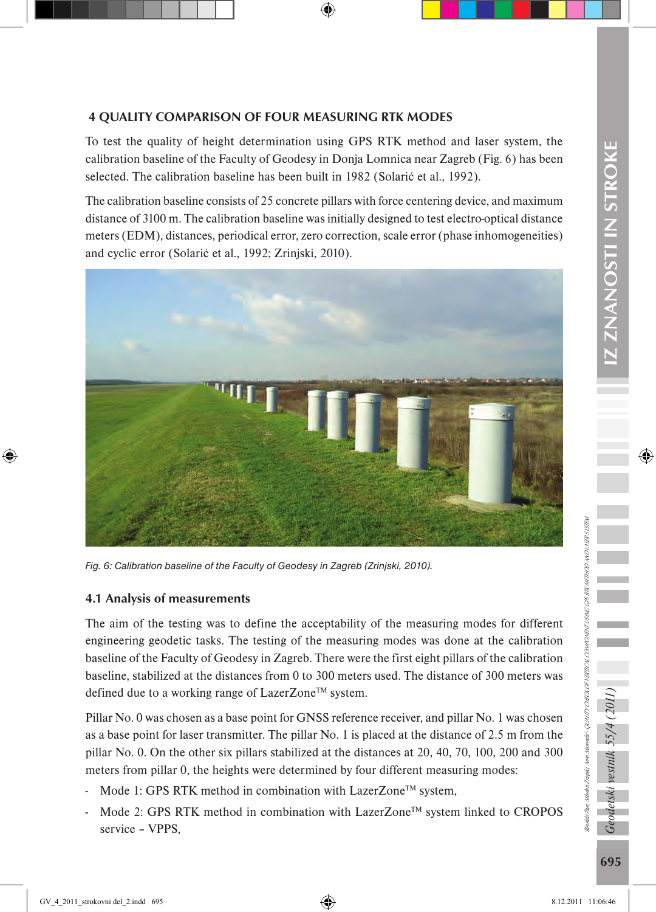## 4 QUALITY COMPARISON OF FOUR MEASURING RTK MODES

To test the quality of height determination using GPS RTK method and laser system, the calibration baseline of the Faculty of Geodesy in Donja Lomnica near Zagreb (Fig. 6) has been selected. The calibration baseline has been built in 1982 (Solarić et al., 1992).

The calibration baseline consists of 25 concrete pillars with force centering device, and maximum distance of 3100 m. The calibration baseline was initially designed to test electro-optical distance meters (EDM), distances, periodical error, zero correction, scale error (phase inhomogeneities) and cyclic error (Solarić et al., 1992; Zrinjski, 2010).

*Fig. 6: Calibration baseline of the Faculty of Geodesy in Zagreb (Zrinjski, 2010).*

### 4.1 Analysis of measurements

The aim of the testing was to define the acceptability of the measuring modes for different engineering geodetic tasks. The testing of the measuring modes was done at the calibration baseline of the Faculty of Geodesy in Zagreb. There were the first eight pillars of the calibration baseline, stabilized at the distances from 0 to 300 meters used. The distance of 300 meters was defined due to a working range of LazerZone™ system.

Pillar No. 0 was chosen as a base point for GNSS reference receiver, and pillar No. 1 was chosen as a base point for laser transmitter. The pillar No. 1 is placed at the distance of 2.5 m from the pillar No. 0. On the other six pillars stabilized at the distances at 20, 40, 70, 100, 200 and 300 meters from pillar 0, the heights were determined by four different measuring modes:

- Mode 1: GPS RTK method in combination with LazerZone™ system,
- Mode 2: GPS RTK method in combination with LazerZone™ system linked to CROPOS service – VPPS,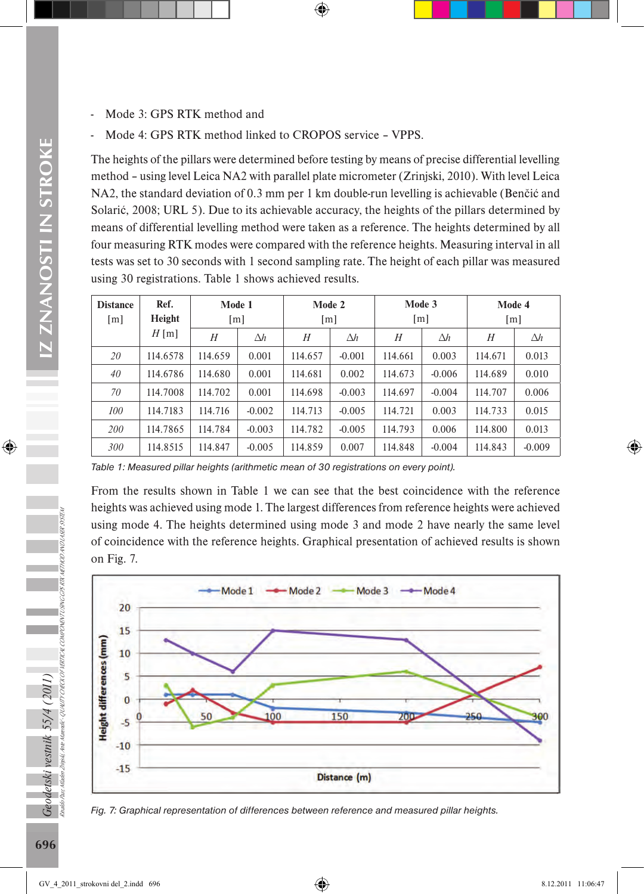- Mode 3: GPS RTK method and
- Mode 4: GPS RTK method linked to CROPOS service – VPPS.

The heights of the pillars were determined before testing by means of precise differential levelling method – using level Leica NA2 with parallel plate micrometer (Zrinjski, 2010). With level Leica NA2, the standard deviation of 0.3 mm per 1 km double-run levelling is achievable (Benčić and Solarić, 2008; URL 5). Due to its achievable accuracy, the heights of the pillars determined by means of differential levelling method were taken as a reference. The heights determined by all four measuring RTK modes were compared with the reference heights. Measuring interval in all tests was set to 30 seconds with 1 second sampling rate. The height of each pillar was measured using 30 registrations. Table 1 shows achieved results.

| Distance [m] | Ref. Height $H$ [m] | Mode 1 [m] | | Mode 2 [m] | | Mode 3 [m] | | Mode 4 [m] | |
|---|---|---|---|---|---|---|---|---|---|
| | | $H$ | $\Delta h$ | $H$ | $\Delta h$ | $H$ | $\Delta h$ | $H$ | $\Delta h$ |
| *20* | 114.6578 | 114.659 | 0.001 | 114.657 | -0.001 | 114.661 | 0.003 | 114.671 | 0.013 |
| *40* | 114.6786 | 114.680 | 0.001 | 114.681 | 0.002 | 114.673 | -0.006 | 114.689 | 0.010 |
| *70* | 114.7008 | 114.702 | 0.001 | 114.698 | -0.003 | 114.697 | -0.004 | 114.707 | 0.006 |
| *100* | 114.7183 | 114.716 | -0.002 | 114.713 | -0.005 | 114.721 | 0.003 | 114.733 | 0.015 |
| *200* | 114.7865 | 114.784 | -0.003 | 114.782 | -0.005 | 114.793 | 0.006 | 114.800 | 0.013 |
| *300* | 114.8515 | 114.847 | -0.005 | 114.859 | 0.007 | 114.848 | -0.004 | 114.843 | -0.009 |

*Table 1: Measured pillar heights (arithmetic mean of 30 registrations on every point).*

From the results shown in Table 1 we can see that the best coincidence with the reference heights was achieved using mode 1. The largest differences from reference heights were achieved using mode 4. The heights determined using mode 3 and mode 2 have nearly the same level of coincidence with the reference heights. Graphical presentation of achieved results is shown on Fig. 7.

*Fig. 7: Graphical representation of differences between reference and measured pillar heights.*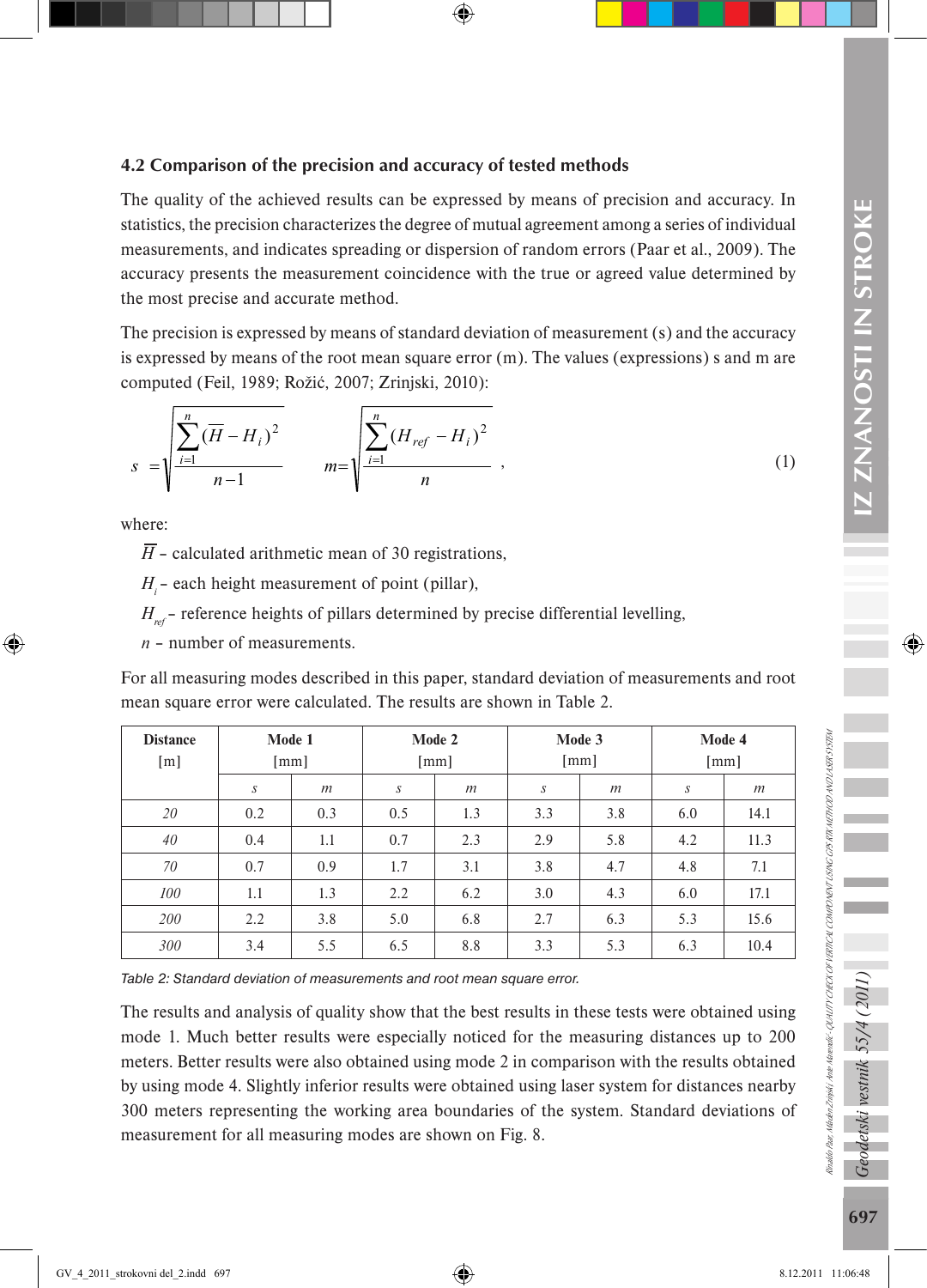### 4.2 Comparison of the precision and accuracy of tested methods

The quality of the achieved results can be expressed by means of precision and accuracy. In statistics, the precision characterizes the degree of mutual agreement among a series of individual measurements, and indicates spreading or dispersion of random errors (Paar et al., 2009). The accuracy presents the measurement coincidence with the true or agreed value determined by the most precise and accurate method.

The precision is expressed by means of standard deviation of measurement (s) and the accuracy is expressed by means of the root mean square error (m). The values (expressions) s and m are computed (Feil, 1989; Rožić, 2007; Zrinjski, 2010):

$$s = \sqrt{\frac{\sum_{i=1}^{n} (\overline{H} - H_i)^2}{n-1}} \qquad m = \sqrt{\frac{\sum_{i=1}^{n} (H_{ref} - H_i)^2}{n}} , \tag{1}$$

where:

- $\overline{H}$ – calculated arithmetic mean of 30 registrations,
- $H_i$ – each height measurement of point (pillar),
- $H_{ref}$ – reference heights of pillars determined by precise differential levelling,
- $n$ – number of measurements.

For all measuring modes described in this paper, standard deviation of measurements and root mean square error were calculated. The results are shown in Table 2.

| Distance [m] | Mode 1 [mm] | | Mode 2 [mm] | | Mode 3 [mm] | | Mode 4 [mm] | |
|---|---|---|---|---|---|---|---|---|
| | *s* | *m* | *s* | *m* | *s* | *m* | *s* | *m* |
| *20* | 0.2 | 0.3 | 0.5 | 1.3 | 3.3 | 3.8 | 6.0 | 14.1 |
| *40* | 0.4 | 1.1 | 0.7 | 2.3 | 2.9 | 5.8 | 4.2 | 11.3 |
| *70* | 0.7 | 0.9 | 1.7 | 3.1 | 3.8 | 4.7 | 4.8 | 7.1 |
| *100* | 1.1 | 1.3 | 2.2 | 6.2 | 3.0 | 4.3 | 6.0 | 17.1 |
| *200* | 2.2 | 3.8 | 5.0 | 6.8 | 2.7 | 6.3 | 5.3 | 15.6 |
| *300* | 3.4 | 5.5 | 6.5 | 8.8 | 3.3 | 5.3 | 6.3 | 10.4 |

*Table 2: Standard deviation of measurements and root mean square error.*

The results and analysis of quality show that the best results in these tests were obtained using mode 1. Much better results were especially noticed for the measuring distances up to 200 meters. Better results were also obtained using mode 2 in comparison with the results obtained by using mode 4. Slightly inferior results were obtained using laser system for distances nearby 300 meters representing the working area boundaries of the system. Standard deviations of measurement for all measuring modes are shown on Fig. 8.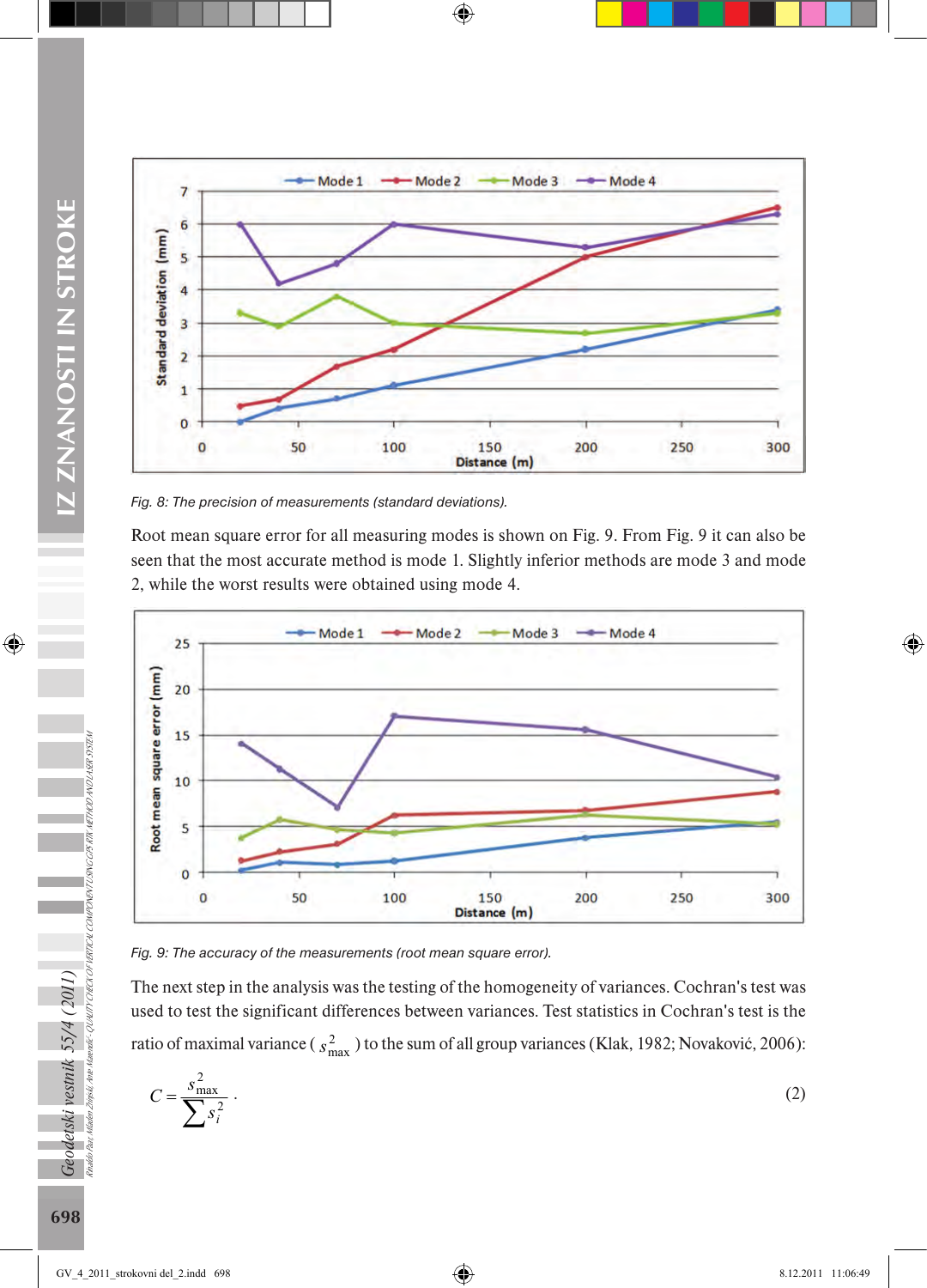*Fig. 8: The precision of measurements (standard deviations).*

Root mean square error for all measuring modes is shown on Fig. 9. From Fig. 9 it can also be seen that the most accurate method is mode 1. Slightly inferior methods are mode 3 and mode 2, while the worst results were obtained using mode 4.

*Fig. 9: The accuracy of the measurements (root mean square error).*

The next step in the analysis was the testing of the homogeneity of variances. Cochran's test was used to test the significant differences between variances. Test statistics in Cochran's test is the ratio of maximal variance ( $s^2_{max}$ ) to the sum of all group variances (Klak, 1982; Novaković, 2006):

$$C = \frac{s^2_{max}}{\sum s_i^2} . \tag{2}$$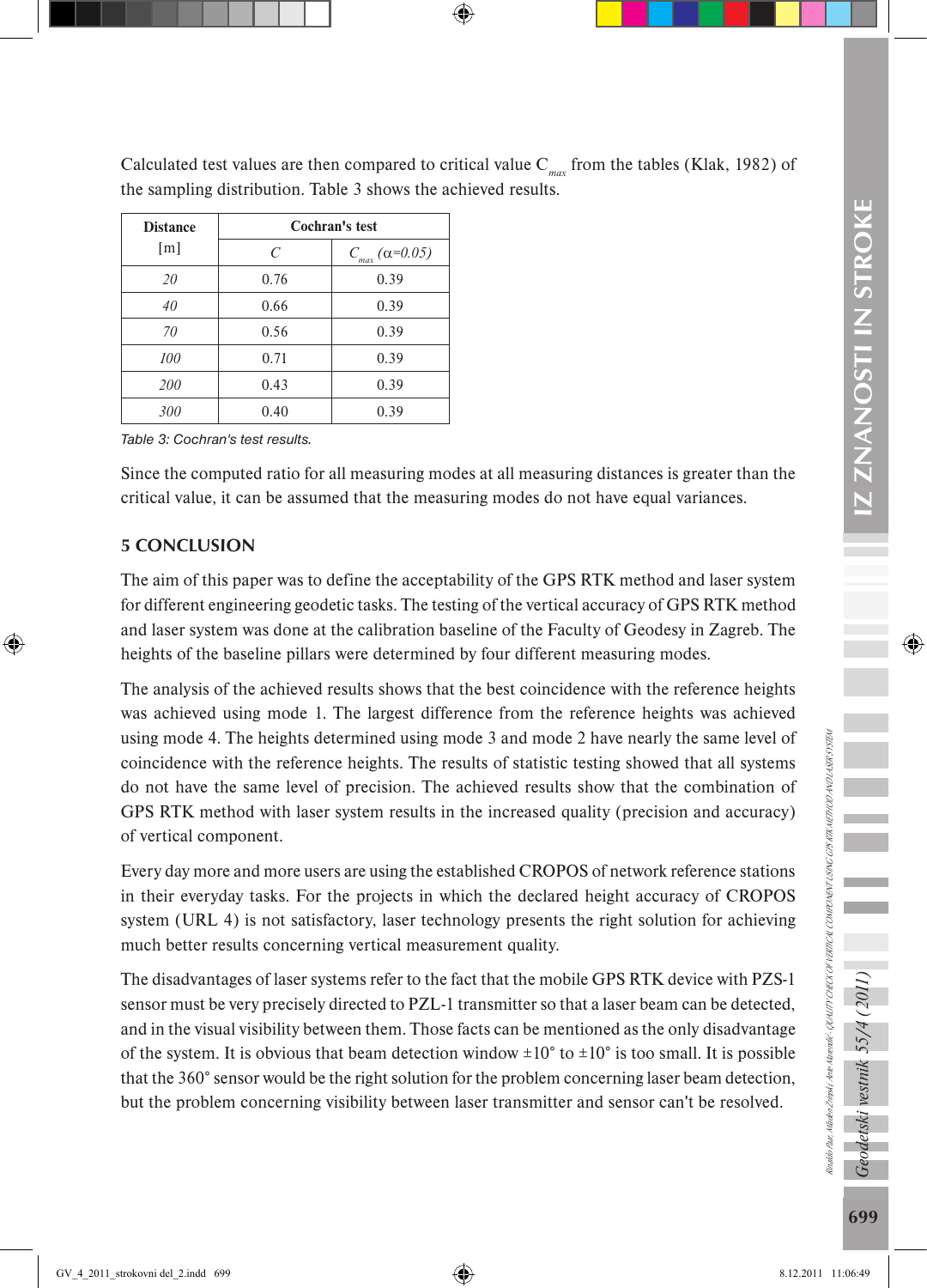Calculated test values are then compared to critical value $C_{max}$ from the tables (Klak, 1982) of the sampling distribution. Table 3 shows the achieved results.

| Distance [m] | Cochran's test | |
|---|---|---|
| | $C$ | $C_{max}$ ($\alpha$=0.05) |
| *20* | 0.76 | 0.39 |
| *40* | 0.66 | 0.39 |
| *70* | 0.56 | 0.39 |
| *100* | 0.71 | 0.39 |
| *200* | 0.43 | 0.39 |
| *300* | 0.40 | 0.39 |

*Table 3: Cochran's test results.*

Since the computed ratio for all measuring modes at all measuring distances is greater than the critical value, it can be assumed that the measuring modes do not have equal variances.

## 5 CONCLUSION

The aim of this paper was to define the acceptability of the GPS RTK method and laser system for different engineering geodetic tasks. The testing of the vertical accuracy of GPS RTK method and laser system was done at the calibration baseline of the Faculty of Geodesy in Zagreb. The heights of the baseline pillars were determined by four different measuring modes.

The analysis of the achieved results shows that the best coincidence with the reference heights was achieved using mode 1. The largest difference from the reference heights was achieved using mode 4. The heights determined using mode 3 and mode 2 have nearly the same level of coincidence with the reference heights. The results of statistic testing showed that all systems do not have the same level of precision. The achieved results show that the combination of GPS RTK method with laser system results in the increased quality (precision and accuracy) of vertical component.

Every day more and more users are using the established CROPOS of network reference stations in their everyday tasks. For the projects in which the declared height accuracy of CROPOS system (URL 4) is not satisfactory, laser technology presents the right solution for achieving much better results concerning vertical measurement quality.

The disadvantages of laser systems refer to the fact that the mobile GPS RTK device with PZS-1 sensor must be very precisely directed to PZL-1 transmitter so that a laser beam can be detected, and in the visual visibility between them. Those facts can be mentioned as the only disadvantage of the system. It is obvious that beam detection window ±10° to ±10° is too small. It is possible that the 360° sensor would be the right solution for the problem concerning laser beam detection, but the problem concerning visibility between laser transmitter and sensor can't be resolved.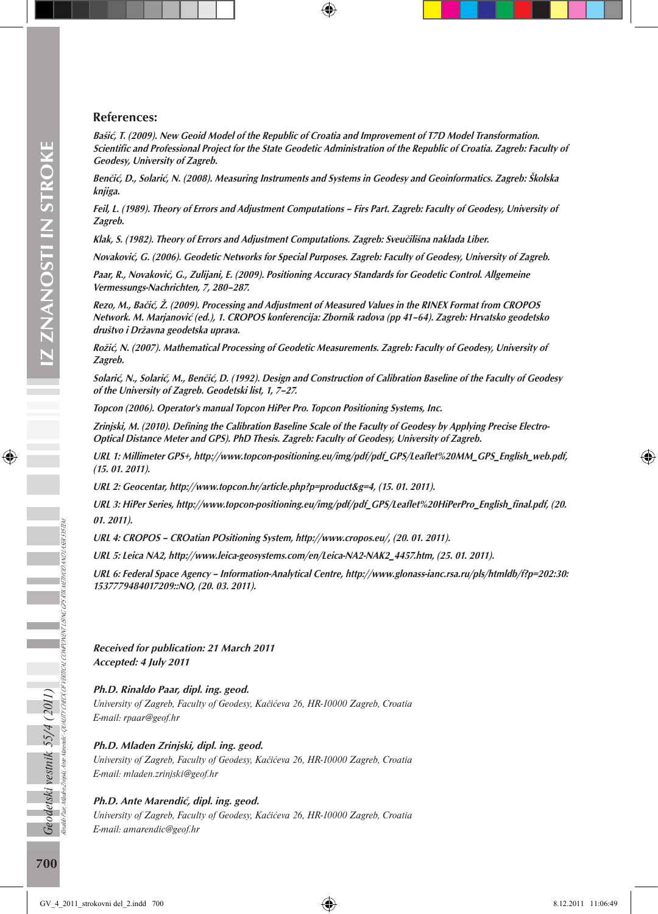## References:

*Bašić, T. (2009). New Geoid Model of the Republic of Croatia and Improvement of T7D Model Transformation. Scientific and Professional Project for the State Geodetic Administration of the Republic of Croatia. Zagreb: Faculty of Geodesy, University of Zagreb.*

*Benčić, D., Solarić, N. (2008). Measuring Instruments and Systems in Geodesy and Geoinformatics. Zagreb: Školska knjiga.*

*Feil, L. (1989). Theory of Errors and Adjustment Computations – Firs Part. Zagreb: Faculty of Geodesy, University of Zagreb.*

*Klak, S. (1982). Theory of Errors and Adjustment Computations. Zagreb: Sveučilišna naklada Liber.*

*Novaković, G. (2006). Geodetic Networks for Special Purposes. Zagreb: Faculty of Geodesy, University of Zagreb.*

*Paar, R., Novaković, G., Zulijani, E. (2009). Positioning Accuracy Standards for Geodetic Control. Allgemeine Vermessungs-Nachrichten, 7, 280–287.*

*Rezo, M., Bačić, Ž. (2009). Processing and Adjustment of Measured Values in the RINEX Format from CROPOS Network. M. Marjanović (ed.), 1. CROPOS konferencija: Zbornik radova (pp 41–64). Zagreb: Hrvatsko geodetsko društvo i Državna geodetska uprava.*

*Rožić, N. (2007). Mathematical Processing of Geodetic Measurements. Zagreb: Faculty of Geodesy, University of Zagreb.*

*Solarić, N., Solarić, M., Benčić, D. (1992). Design and Construction of Calibration Baseline of the Faculty of Geodesy of the University of Zagreb. Geodetski list, 1, 7–27.*

*Topcon (2006). Operator's manual Topcon HiPer Pro. Topcon Positioning Systems, Inc.*

*Zrinjski, M. (2010). Defining the Calibration Baseline Scale of the Faculty of Geodesy by Applying Precise Electro-Optical Distance Meter and GPS). PhD Thesis. Zagreb: Faculty of Geodesy, University of Zagreb.*

*URL 1: Millimeter GPS+, http://www.topcon-positioning.eu/img/pdf/pdf_GPS/Leaflet%20MM_GPS_English_web.pdf, (15. 01. 2011).*

*URL 2: Geocentar, http://www.topcon.hr/article.php?p=product&g=4, (15. 01. 2011).*

*URL 3: HiPer Series, http://www.topcon-positioning.eu/img/pdf/pdf_GPS/Leaflet%20HiPerPro_English_final.pdf, (20. 01. 2011).*

*URL 4: CROPOS – CROatian POsitioning System, http://www.cropos.eu/, (20. 01. 2011).*

*URL 5: Leica NA2, http://www.leica-geosystems.com/en/Leica-NA2-NAK2_4457.htm, (25. 01. 2011).*

*URL 6: Federal Space Agency – Information-Analytical Centre, http://www.glonass-ianc.rsa.ru/pls/htmldb/f?p=202:30:1537779484017209::NO, (20. 03. 2011).*

***Received for publication: 21 March 2011***
***Accepted: 4 July 2011***

***Ph.D. Rinaldo Paar, dipl. ing. geod.***
*University of Zagreb, Faculty of Geodesy, Kačićeva 26, HR-10000 Zagreb, Croatia*
*E-mail: rpaar@geof.hr*

***Ph.D. Mladen Zrinjski, dipl. ing. geod.***
*University of Zagreb, Faculty of Geodesy, Kačićeva 26, HR-10000 Zagreb, Croatia*
*E-mail: mladen.zrinjski@geof.hr*

***Ph.D. Ante Marendić, dipl. ing. geod.***
*University of Zagreb, Faculty of Geodesy, Kačićeva 26, HR-10000 Zagreb, Croatia*
*E-mail: amarendic@geof.hr*